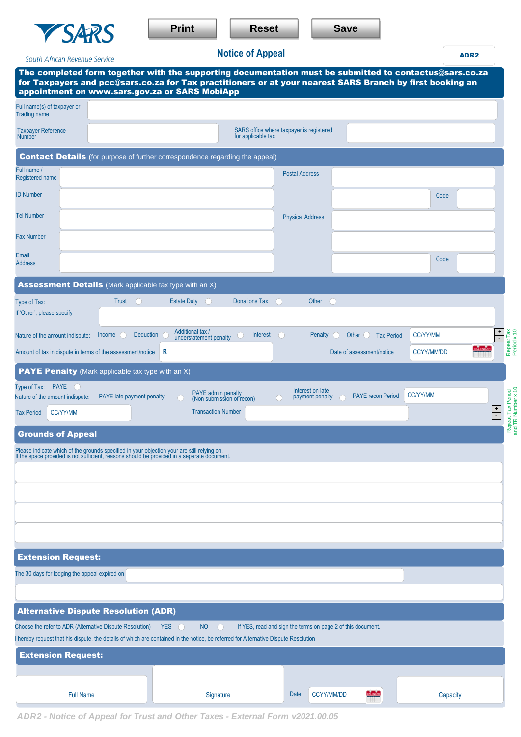SARS

South African Revenue Service

Print | Reset | Save

# Notice of Appeal

ADR2

**The completed form together with the supporting documentation must be submitted to contactus@sars.co.za for Taxpayers and pcc@sars.co.za for Tax practitioners or at your nearest SARS Branch by first booking an appointment on www.sars.gov.za or SARS MobiApp**

Full name(s) of taxpayer or Trading name

Taxpayer Reference Number

SARS office where taxpayer is registered for applicable tax

## Contact Details (for purpose of further correspondence regarding the appeal)

Full name / Registered name

Postal Address

ID Number

Code

Tel Number

Physical Address

Fax Number

Email Address

Code

## Assessment Details (Mark applicable tax type with an X)

Type of Tax: Trust ○ Estate Duty ○ Donations Tax ○ Other ○

If 'Other', please specify

Nature of the amount indispute: Income ○ Deduction ○ Additional tax / understatement penalty ○ Interest ○ Penalty ○ Other ○ Tax Period CC/YY/MM

Repeat Tax Period x 10

Amount of tax in dispute in terms of the assessment/notice R

Date of assessment/notice CCYY/MM/DD

## PAYE Penalty (Mark applicable tax type with an X)

Type of Tax: PAYE ○

Nature of the amount indispute: PAYE late payment penalty ○ PAYE admin penalty (Non submission of recon) ○ Interest on late payment penalty ○ PAYE recon Period CC/YY/MM

Tax Period CC/YY/MM

Transaction Number

Repeat Tax Period and TR Number x 10

## Grounds of Appeal

Please indicate which of the grounds specified in your objection your are still relying on.
If the space provided is not sufficient, reasons should be provided in a separate document.

## Extension Request:

The 30 days for lodging the appeal expired on

## Alternative Dispute Resolution (ADR)

Choose the refer to ADR (Alternative Dispute Resolution) YES ○ NO ○ If YES, read and sign the terms on page 2 of this document.

I hereby request that his dispute, the details of which are contained in the notice, be referred for Alternative Dispute Resolution

## Extension Request:

Full Name

Signature

Date CCYY/MM/DD

Capacity

ADR2 - Notice of Appeal for Trust and Other Taxes - External Form v2021.00.05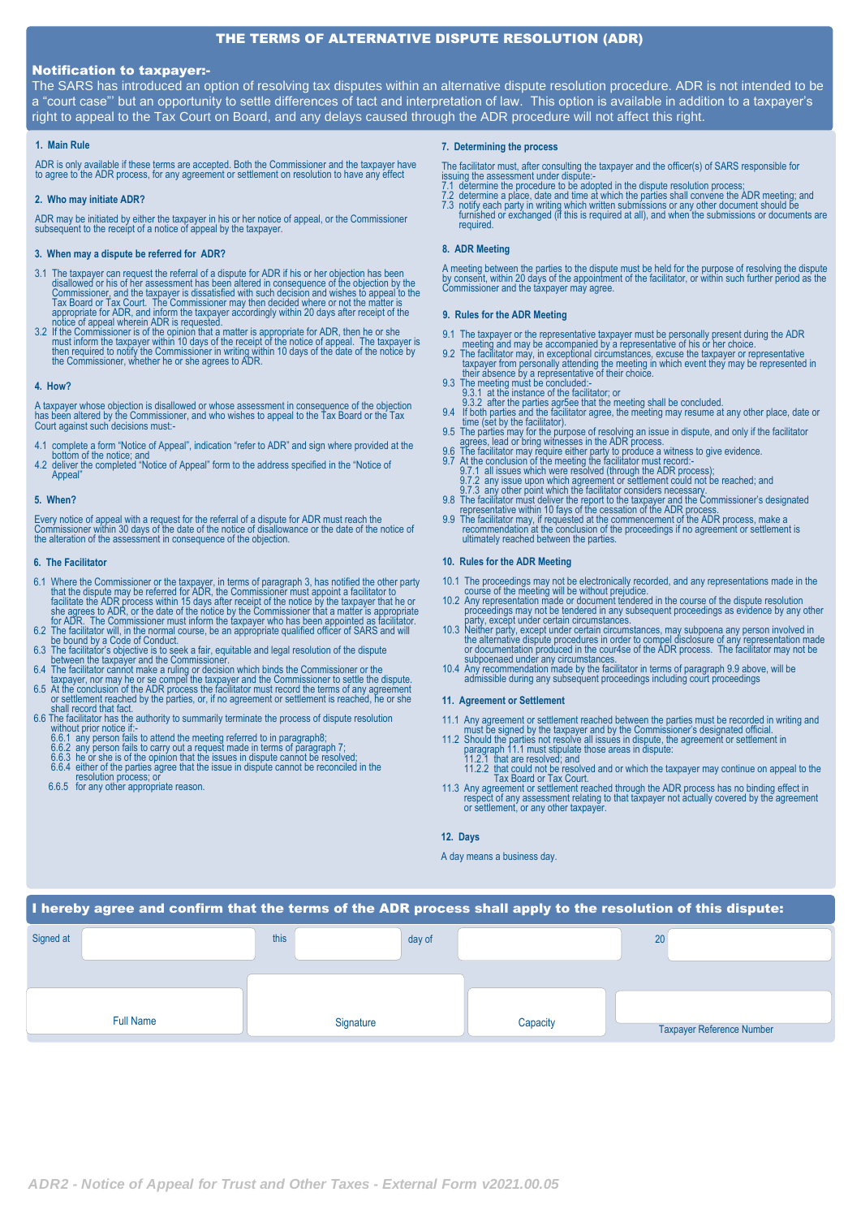# THE TERMS OF ALTERNATIVE DISPUTE RESOLUTION (ADR)

## Notification to taxpayer:-

The SARS has introduced an option of resolving tax disputes within an alternative dispute resolution procedure. ADR is not intended to be a "court case"' but an opportunity to settle differences of tact and interpretation of law. This option is available in addition to a taxpayer's right to appeal to the Tax Court on Board, and any delays caused through the ADR procedure will not affect this right.

### 1. Main Rule

ADR is only available if these terms are accepted. Both the Commissioner and the taxpayer have to agree to the ADR process, for any agreement or settlement on resolution to have any effect

### 2. Who may initiate ADR?

ADR may be initiated by either the taxpayer in his or her notice of appeal, or the Commissioner subsequent to the receipt of a notice of appeal by the taxpayer.

### 3. When may a dispute be referred for ADR?

3.1 The taxpayer can request the referral of a dispute for ADR if his or her objection has been disallowed or his of her assessment has been altered in consequence of the objection by the Commissioner, and the taxpayer is dissatisfied with such decision and wishes to appeal to the Tax Board or Tax Court. The Commissioner may then decided where or not the matter is appropriate for ADR, and inform the taxpayer accordingly within 20 days after receipt of the notice of appeal wherein ADR is requested.

3.2 If the Commissioner is of the opinion that a matter is appropriate for ADR, then he or she must inform the taxpayer within 10 days of the receipt of the notice of appeal. The taxpayer is then required to notify the Commissioner in writing within 10 days of the date of the notice by the Commissioner, whether he or she agrees to ADR.

### 4. How?

A taxpayer whose objection is disallowed or whose assessment in consequence of the objection has been altered by the Commissioner, and who wishes to appeal to the Tax Board or the Tax Court against such decisions must:-

4.1 complete a form "Notice of Appeal", indication "refer to ADR" and sign where provided at the bottom of the notice; and

4.2 deliver the completed "Notice of Appeal" form to the address specified in the "Notice of Appeal"

### 5. When?

Every notice of appeal with a request for the referral of a dispute for ADR must reach the Commissioner within 30 days of the date of the notice of disallowance or the date of the notice of the alteration of the assessment in consequence of the objection.

### 6. The Facilitator

6.1 Where the Commissioner or the taxpayer, in terms of paragraph 3, has notified the other party that the dispute may be referred for ADR, the Commissioner must appoint a facilitator to facilitate the ADR process within 15 days after receipt of the notice by the taxpayer that he or she agrees to ADR, or the date of the notice by the Commissioner that a matter is appropriate for ADR. The Commissioner must inform the taxpayer who has been appointed as facilitator.

6.2 The facilitator will, in the normal course, be an appropriate qualified officer of SARS and will be bound by a Code of Conduct.

6.3 The facilitator's objective is to seek a fair, equitable and legal resolution of the dispute between the taxpayer and the Commissioner.

6.4 The facilitator cannot make a ruling or decision which binds the Commissioner or the taxpayer, nor may he or se compel the taxpayer and the Commissioner to settle the dispute.

6.5 At the conclusion of the ADR process the facilitator must record the terms of any agreement or settlement reached by the parties, or, if no agreement or settlement is reached, he or she shall record that fact.

6.6 The facilitator has the authority to summarily terminate the process of dispute resolution without prior notice if:-

- 6.6.1 any person fails to attend the meeting referred to in paragraph8;
- 6.6.2 any person fails to carry out a request made in terms of paragraph 7;
- 6.6.3 he or she is of the opinion that the issues in dispute cannot be resolved;
- 6.6.4 either of the parties agree that the issue in dispute cannot be reconciled in the resolution process; or
- 6.6.5 for any other appropriate reason.

### 7. Determining the process

The facilitator must, after consulting the taxpayer and the officer(s) of SARS responsible for issuing the assessment under dispute:-

7.1 determine the procedure to be adopted in the dispute resolution process;

7.2 determine a place, date and time at which the parties shall convene the ADR meeting; and

7.3 notify each party in writing which written submissions or any other document should be furnished or exchanged (if this is required at all), and when the submissions or documents are required.

### 8. ADR Meeting

A meeting between the parties to the dispute must be held for the purpose of resolving the dispute by consent, within 20 days of the appointment of the facilitator, or within such further period as the Commissioner and the taxpayer may agree.

### 9. Rules for the ADR Meeting

9.1 The taxpayer or the representative taxpayer must be personally present during the ADR meeting and may be accompanied by a representative of his or her choice.

9.2 The facilitator may, in exceptional circumstances, excuse the taxpayer or representative taxpayer from personally attending the meeting in which event they may be represented in their absence by a representative of their choice.

9.3 The meeting must be concluded:-

- 9.3.1 at the instance of the facilitator; or
- 9.3.2 after the parties agr5ee that the meeting shall be concluded.

9.4 If both parties and the facilitator agree, the meeting may resume at any other place, date or time (set by the facilitator).

9.5 The parties may for the purpose of resolving an issue in dispute, and only if the facilitator agrees, lead or bring witnesses in the ADR process.

9.6 The facilitator may require either party to produce a witness to give evidence.

9.7 At the conclusion of the meeting the facilitator must record:-

- 9.7.1 all issues which were resolved (through the ADR process);
- 9.7.2 any issue upon which agreement or settlement could not be reached; and
- 9.7.3 any other point which the facilitator considers necessary.

9.8 The facilitator must deliver the report to the taxpayer and the Commissioner's designated representative within 10 fays of the cessation of the ADR process.

9.9 The facilitator may, if requested at the commencement of the ADR process, make a recommendation at the conclusion of the proceedings if no agreement or settlement is ultimately reached between the parties.

### 10. Rules for the ADR Meeting

10.1 The proceedings may not be electronically recorded, and any representations made in the course of the meeting will be without prejudice.

10.2 Any representation made or document tendered in the course of the dispute resolution proceedings may not be tendered in any subsequent proceedings as evidence by any other party, except under certain circumstances.

10.3 Neither party, except under certain circumstances, may subpoena any person involved in the alternative dispute procedures in order to compel disclosure of any representation made or documentation produced in the cour4se of the ADR process. The facilitator may not be subpoenaed under any circumstances.

10.4 Any recommendation made by the facilitator in terms of paragraph 9.9 above, will be admissible during any subsequent proceedings including court proceedings

### 11. Agreement or Settlement

11.1 Any agreement or settlement reached between the parties must be recorded in writing and must be signed by the taxpayer and by the Commissioner's designated official.

11.2 Should the parties not resolve all issues in dispute, the agreement or settlement in paragraph 11.1 must stipulate those areas in dispute:

- 11.2.1 that are resolved; and
- 11.2.2 that could not be resolved and or which the taxpayer may continue on appeal to the Tax Board or Tax Court.

11.3 Any agreement or settlement reached through the ADR process has no binding effect in respect of any assessment relating to that taxpayer not actually covered by the agreement or settlement, or any other taxpayer.

### 12. Days

A day means a business day.

## I hereby agree and confirm that the terms of the ADR process shall apply to the resolution of this dispute:

Signed at ________ this ________ day of ________ 20 ________

| Full Name | Signature | Capacity | Taxpayer Reference Number |
|---|---|---|---|
| | | | |

ADR2 - Notice of Appeal for Trust and Other Taxes - External Form v2021.00.05